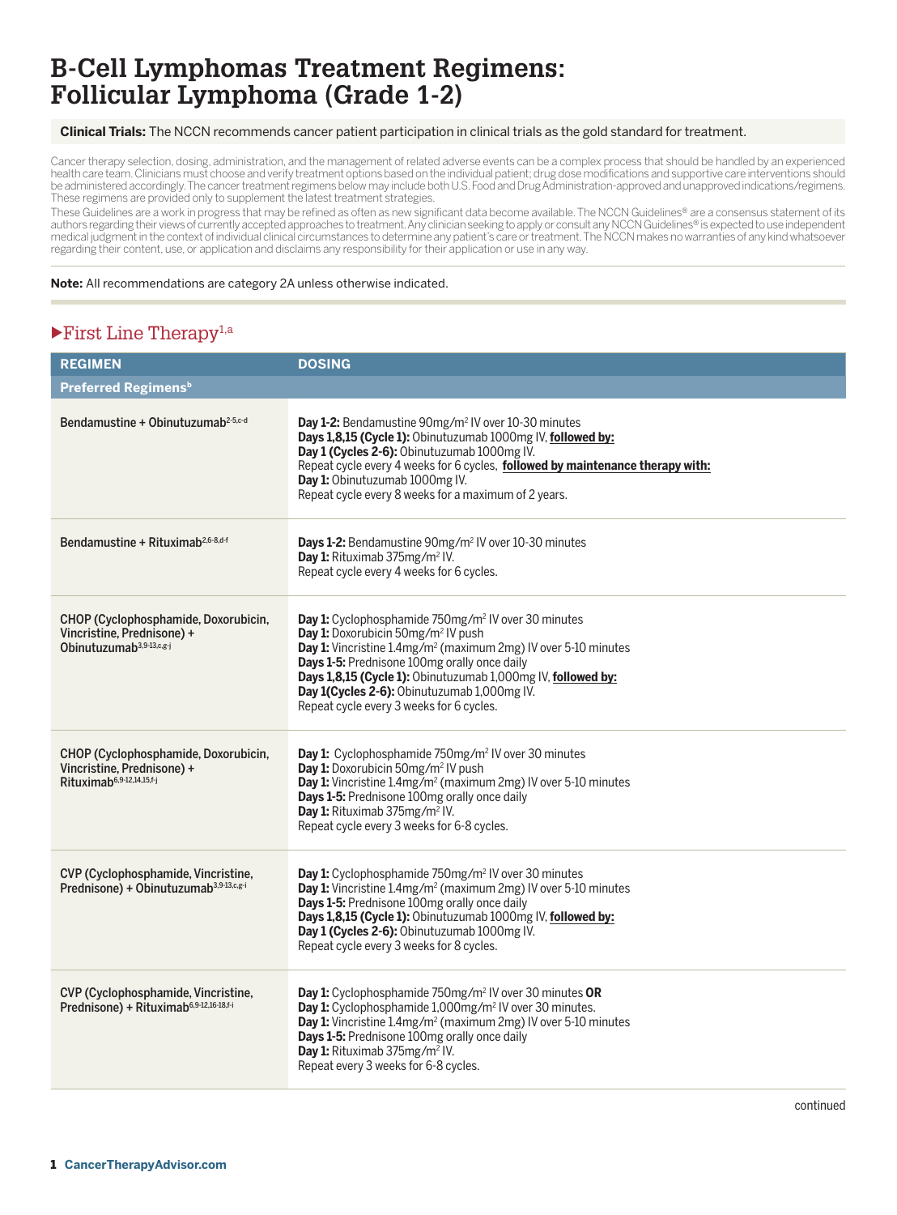# B-Cell Lymphomas Treatment Regimens: Follicular Lymphoma (Grade 1-2)

**Clinical Trials:** The NCCN recommends cancer patient participation in clinical trials as the gold standard for treatment.

Cancer therapy selection, dosing, administration, and the management of related adverse events can be a complex process that should be handled by an experienced health care team. Clinicians must choose and verify treatment options based on the individual patient; drug dose modifications and supportive care interventions should be administered accordingly. The cancer treatment regimens below may include both U.S. Food and Drug Administration-approved and unapproved indications/regimens. These regimens are provided only to supplement the latest treatment strategies.

These Guidelines are a work in progress that may be refined as often as new significant data become available. The NCCN Guidelines® are a consensus statement of its authors regarding their views of currently accepted approaches to treatment. Any clinician seeking to apply or consult any NCCN Guidelines® is expected to use independent medical judgment in the context of individual clinical circumstances to determine any patient's care or treatment. The NCCN makes no warranties of any kind whatsoever regarding their content, use, or application and disclaims any responsibility for their application or use in any way.

**Note:** All recommendations are category 2A unless otherwise indicated.

## ▸First Line Therapy[1,a]

| REGIMEN | DOSING |
| --- | --- |
| **Preferred Regimens[b]** | |
| Bendamustine + Obinutuzumab[2-5,c-d] | **Day 1-2:** Bendamustine 90mg/m² IV over 10-30 minutes<br>**Days 1,8,15 (Cycle 1):** Obinutuzumab 1000mg IV, **followed by:**<br>**Day 1 (Cycles 2-6):** Obinutuzumab 1000mg IV.<br>Repeat cycle every 4 weeks for 6 cycles, **followed by maintenance therapy with:**<br>**Day 1:** Obinutuzumab 1000mg IV.<br>Repeat cycle every 8 weeks for a maximum of 2 years. |
| Bendamustine + Rituximab[2,6-8,d-f] | **Days 1-2:** Bendamustine 90mg/m² IV over 10-30 minutes<br>**Day 1:** Rituximab 375mg/m² IV.<br>Repeat cycle every 4 weeks for 6 cycles. |
| CHOP (Cyclophosphamide, Doxorubicin, Vincristine, Prednisone) + Obinutuzumab[3,9-13,c,g-j] | **Day 1:** Cyclophosphamide 750mg/m² IV over 30 minutes<br>**Day 1:** Doxorubicin 50mg/m² IV push<br>**Day 1:** Vincristine 1.4mg/m² (maximum 2mg) IV over 5-10 minutes<br>**Days 1-5:** Prednisone 100mg orally once daily<br>**Days 1,8,15 (Cycle 1):** Obinutuzumab 1,000mg IV, **followed by:**<br>**Day 1(Cycles 2-6):** Obinutuzumab 1,000mg IV.<br>Repeat cycle every 3 weeks for 6 cycles. |
| CHOP (Cyclophosphamide, Doxorubicin, Vincristine, Prednisone) + Rituximab[6,9-12,14,15,f-j] | **Day 1:** Cyclophosphamide 750mg/m² IV over 30 minutes<br>**Day 1:** Doxorubicin 50mg/m² IV push<br>**Day 1:** Vincristine 1.4mg/m² (maximum 2mg) IV over 5-10 minutes<br>**Days 1-5:** Prednisone 100mg orally once daily<br>**Day 1:** Rituximab 375mg/m² IV.<br>Repeat cycle every 3 weeks for 6-8 cycles. |
| CVP (Cyclophosphamide, Vincristine, Prednisone) + Obinutuzumab[3,9-13,c,g-i] | **Day 1:** Cyclophosphamide 750mg/m² IV over 30 minutes<br>**Day 1:** Vincristine 1.4mg/m² (maximum 2mg) IV over 5-10 minutes<br>**Days 1-5:** Prednisone 100mg orally once daily<br>**Days 1,8,15 (Cycle 1):** Obinutuzumab 1000mg IV, **followed by:**<br>**Day 1 (Cycles 2-6):** Obinutuzumab 1000mg IV.<br>Repeat cycle every 3 weeks for 8 cycles. |
| CVP (Cyclophosphamide, Vincristine, Prednisone) + Rituximab[6,9-12,16-18,f-i] | **Day 1:** Cyclophosphamide 750mg/m² IV over 30 minutes **OR**<br>**Day 1:** Cyclophosphamide 1,000mg/m² IV over 30 minutes.<br>**Day 1:** Vincristine 1.4mg/m² (maximum 2mg) IV over 5-10 minutes<br>**Days 1-5:** Prednisone 100mg orally once daily<br>**Day 1:** Rituximab 375mg/m² IV.<br>Repeat every 3 weeks for 6-8 cycles. |

continued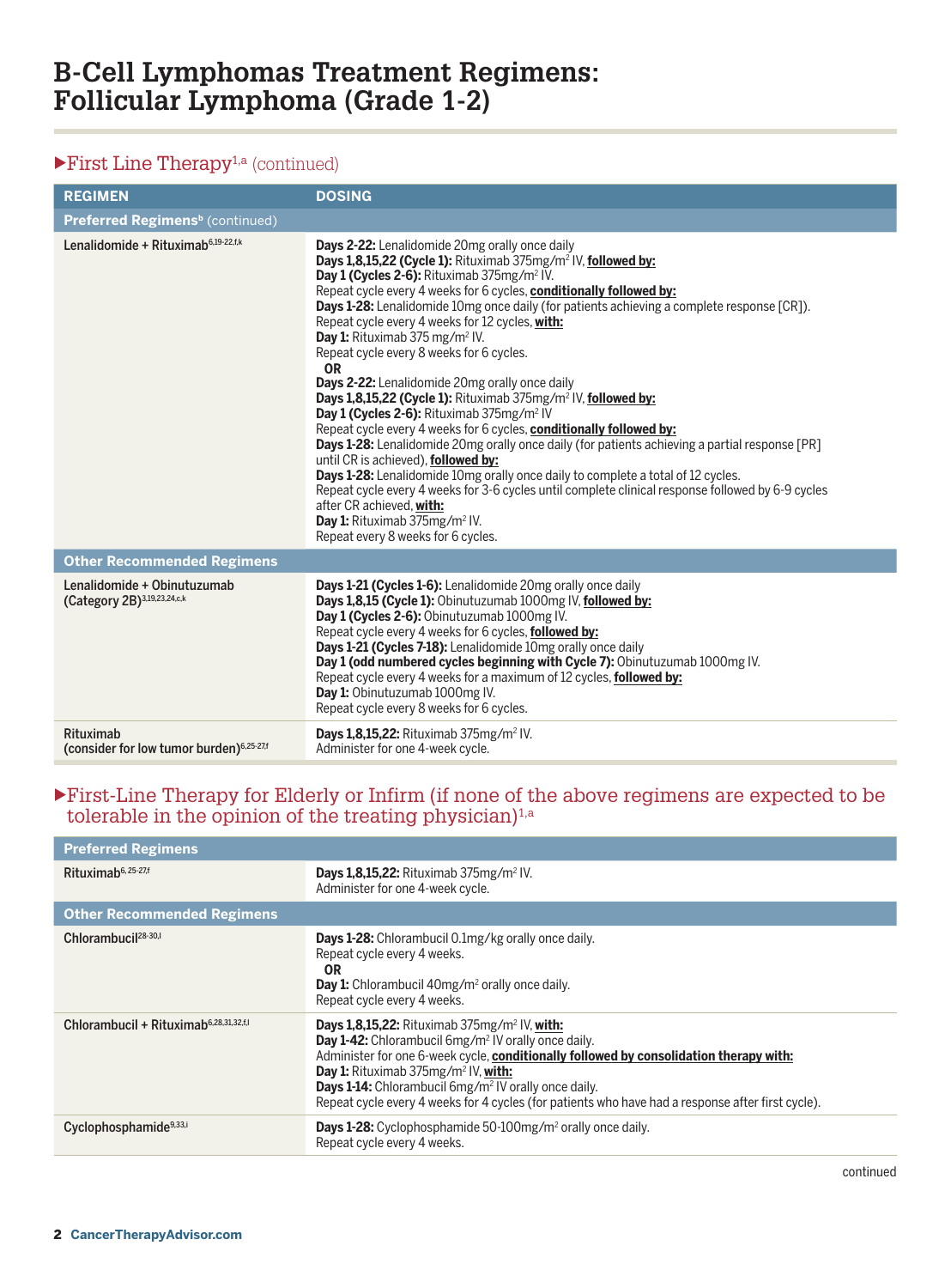# B-Cell Lymphomas Treatment Regimens: Follicular Lymphoma (Grade 1-2)

## ▶First Line Therapy[1,a] (continued)

| REGIMEN | DOSING |
|---|---|
| **Preferred Regimens[b]** (continued) | |
| Lenalidomide + Rituximab[6,19-22,f,k] | **Days 2-22:** Lenalidomide 20mg orally once daily<br>**Days 1,8,15,22 (Cycle 1):** Rituximab 375mg/m$^2$ IV, **followed by:**<br>**Day 1 (Cycles 2-6):** Rituximab 375mg/m$^2$ IV.<br>Repeat cycle every 4 weeks for 6 cycles, **conditionally followed by:**<br>**Days 1-28:** Lenalidomide 10mg once daily (for patients achieving a complete response [CR]).<br>Repeat cycle every 4 weeks for 12 cycles, **with:**<br>**Day 1:** Rituximab 375 mg/m$^2$ IV.<br>Repeat cycle every 8 weeks for 6 cycles.<br>**OR**<br>**Days 2-22:** Lenalidomide 20mg orally once daily<br>**Days 1,8,15,22 (Cycle 1):** Rituximab 375mg/m$^2$ IV, **followed by:**<br>**Day 1 (Cycles 2-6):** Rituximab 375mg/m$^2$ IV<br>Repeat cycle every 4 weeks for 6 cycles, **conditionally followed by:**<br>**Days 1-28:** Lenalidomide 20mg orally once daily (for patients achieving a partial response [PR] until CR is achieved), **followed by:**<br>**Days 1-28:** Lenalidomide 10mg orally once daily to complete a total of 12 cycles.<br>Repeat cycle every 4 weeks for 3-6 cycles until complete clinical response followed by 6-9 cycles after CR achieved, **with:**<br>**Day 1:** Rituximab 375mg/m$^2$ IV.<br>Repeat every 8 weeks for 6 cycles. |
| **Other Recommended Regimens** | |
| Lenalidomide + Obinutuzumab (Category 2B)[3,19,23,24,c,k] | **Days 1-21 (Cycles 1-6):** Lenalidomide 20mg orally once daily<br>**Days 1,8,15 (Cycle 1):** Obinutuzumab 1000mg IV, **followed by:**<br>**Day 1 (Cycles 2-6):** Obinutuzumab 1000mg IV.<br>Repeat cycle every 4 weeks for 6 cycles, **followed by:**<br>**Days 1-21 (Cycles 7-18):** Lenalidomide 10mg orally once daily<br>**Day 1 (odd numbered cycles beginning with Cycle 7):** Obinutuzumab 1000mg IV.<br>Repeat cycle every 4 weeks for a maximum of 12 cycles, **followed by:**<br>**Day 1:** Obinutuzumab 1000mg IV.<br>Repeat cycle every 8 weeks for 6 cycles. |
| Rituximab (consider for low tumor burden)[6,25-27,f] | **Days 1,8,15,22:** Rituximab 375mg/m$^2$ IV.<br>Administer for one 4-week cycle. |

## ▶First-Line Therapy for Elderly or Infirm (if none of the above regimens are expected to be tolerable in the opinion of the treating physician)[1,a]

| REGIMEN | DOSING |
|---|---|
| **Preferred Regimens** | |
| Rituximab[6,25-27,f] | **Days 1,8,15,22:** Rituximab 375mg/m$^2$ IV.<br>Administer for one 4-week cycle. |
| **Other Recommended Regimens** | |
| Chlorambucil[28-30,l] | **Days 1-28:** Chlorambucil 0.1mg/kg orally once daily.<br>Repeat cycle every 4 weeks.<br>**OR**<br>**Day 1:** Chlorambucil 40mg/m$^2$ orally once daily.<br>Repeat cycle every 4 weeks. |
| Chlorambucil + Rituximab[6,28,31,32,f,l] | **Days 1,8,15,22:** Rituximab 375mg/m$^2$ IV, **with:**<br>**Day 1-42:** Chlorambucil 6mg/m$^2$ IV orally once daily.<br>Administer for one 6-week cycle, **conditionally followed by consolidation therapy with:**<br>**Day 1:** Rituximab 375mg/m$^2$ IV, **with:**<br>**Days 1-14:** Chlorambucil 6mg/m$^2$ IV orally once daily.<br>Repeat cycle every 4 weeks for 4 cycles (for patients who have had a response after first cycle). |
| Cyclophosphamide[9,33,i] | **Days 1-28:** Cyclophosphamide 50-100mg/m$^2$ orally once daily.<br>Repeat cycle every 4 weeks. |

continued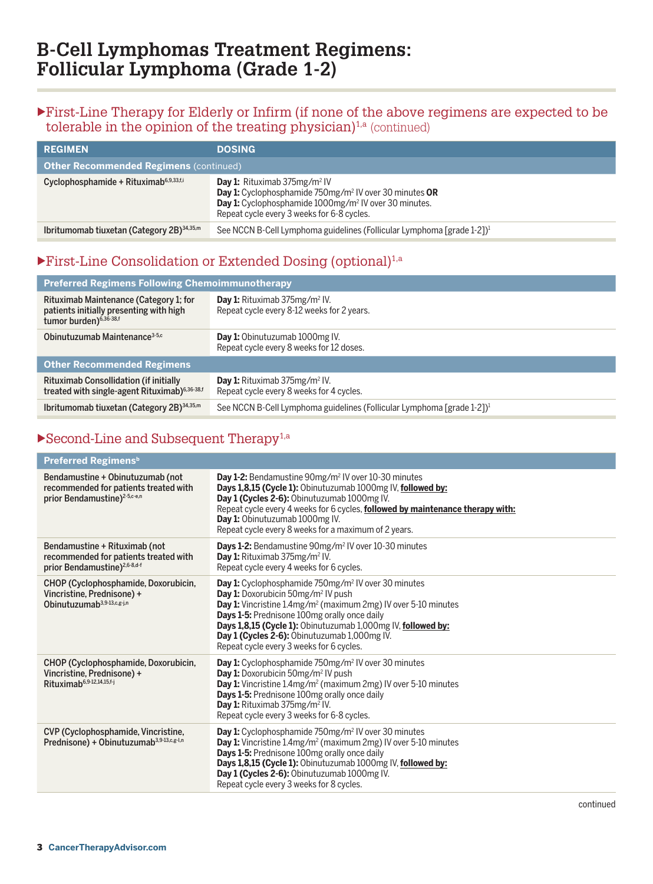# B-Cell Lymphomas Treatment Regimens: Follicular Lymphoma (Grade 1-2)

## ▶First-Line Therapy for Elderly or Infirm (if none of the above regimens are expected to be tolerable in the opinion of the treating physician)[1,a] (continued)

| REGIMEN | DOSING |
|---|---|
| **Other Recommended Regimens** (continued) | |
| Cyclophosphamide + Rituximab[6,9,33,f,i] | **Day 1:** Rituximab 375mg/m² IV<br>**Day 1:** Cyclophosphamide 750mg/m² IV over 30 minutes **OR**<br>**Day 1:** Cyclophosphamide 1000mg/m² IV over 30 minutes.<br>Repeat cycle every 3 weeks for 6-8 cycles. |
| Ibritumomab tiuxetan (Category 2B)[34,35,m] | See NCCN B-Cell Lymphoma guidelines (Follicular Lymphoma [grade 1-2])[1] |

## ▶First-Line Consolidation or Extended Dosing (optional)[1,a]

| REGIMEN | DOSING |
|---|---|
| **Preferred Regimens Following Chemoimmunotherapy** | |
| Rituximab Maintenance (Category 1; for patients initially presenting with high tumor burden)[6,36-38,f] | **Day 1:** Rituximab 375mg/m² IV.<br>Repeat cycle every 8-12 weeks for 2 years. |
| Obinutuzumab Maintenance[3-5,c] | **Day 1:** Obinutuzumab 1000mg IV.<br>Repeat cycle every 8 weeks for 12 doses. |
| **Other Recommended Regimens** | |
| Rituximab Consollidation (if initially treated with single-agent Rituximab)[6,36-38,f] | **Day 1:** Rituximab 375mg/m² IV.<br>Repeat cycle every 8 weeks for 4 cycles. |
| Ibritumomab tiuxetan (Category 2B)[34,35,m] | See NCCN B-Cell Lymphoma guidelines (Follicular Lymphoma [grade 1-2])[1] |

## ▶Second-Line and Subsequent Therapy[1,a]

| REGIMEN | DOSING |
|---|---|
| **Preferred Regimens[b]** | |
| Bendamustine + Obinutuzumab (not recommended for patients treated with prior Bendamustine)[2-5,c-e,n] | **Day 1-2:** Bendamustine 90mg/m² IV over 10-30 minutes<br>**Days 1,8,15 (Cycle 1):** Obinutuzumab 1000mg IV, **followed by:**<br>**Day 1 (Cycles 2-6):** Obinutuzumab 1000mg IV.<br>Repeat cycle every 4 weeks for 6 cycles, **followed by maintenance therapy with:**<br>**Day 1:** Obinutuzumab 1000mg IV.<br>Repeat cycle every 8 weeks for a maximum of 2 years. |
| Bendamustine + Rituximab (not recommended for patients treated with prior Bendamustine)[2,6-8,d-f] | **Days 1-2:** Bendamustine 90mg/m² IV over 10-30 minutes<br>**Day 1:** Rituximab 375mg/m² IV.<br>Repeat cycle every 4 weeks for 6 cycles. |
| CHOP (Cyclophosphamide, Doxorubicin, Vincristine, Prednisone) + Obinutuzumab[3,9-13,c,g-j,n] | **Day 1:** Cyclophosphamide 750mg/m² IV over 30 minutes<br>**Day 1:** Doxorubicin 50mg/m² IV push<br>**Day 1:** Vincristine 1.4mg/m² (maximum 2mg) IV over 5-10 minutes<br>**Days 1-5:** Prednisone 100mg orally once daily<br>**Days 1,8,15 (Cycle 1):** Obinutuzumab 1,000mg IV, **followed by:**<br>**Day 1 (Cycles 2-6):** Obinutuzumab 1,000mg IV.<br>Repeat cycle every 3 weeks for 6 cycles. |
| CHOP (Cyclophosphamide, Doxorubicin, Vincristine, Prednisone) + Rituximab[6,9-12,14,15,f-j] | **Day 1:** Cyclophosphamide 750mg/m² IV over 30 minutes<br>**Day 1:** Doxorubicin 50mg/m² IV push<br>**Day 1:** Vincristine 1.4mg/m² (maximum 2mg) IV over 5-10 minutes<br>**Days 1-5:** Prednisone 100mg orally once daily<br>**Day 1:** Rituximab 375mg/m² IV.<br>Repeat cycle every 3 weeks for 6-8 cycles. |
| CVP (Cyclophosphamide, Vincristine, Prednisone) + Obinutuzumab[3,9-13,c,g-l,n] | **Day 1:** Cyclophosphamide 750mg/m² IV over 30 minutes<br>**Day 1:** Vincristine 1.4mg/m² (maximum 2mg) IV over 5-10 minutes<br>**Days 1-5:** Prednisone 100mg orally once daily<br>**Days 1,8,15 (Cycle 1):** Obinutuzumab 1000mg IV, **followed by:**<br>**Day 1 (Cycles 2-6):** Obinutuzumab 1000mg IV.<br>Repeat cycle every 3 weeks for 8 cycles. |

continued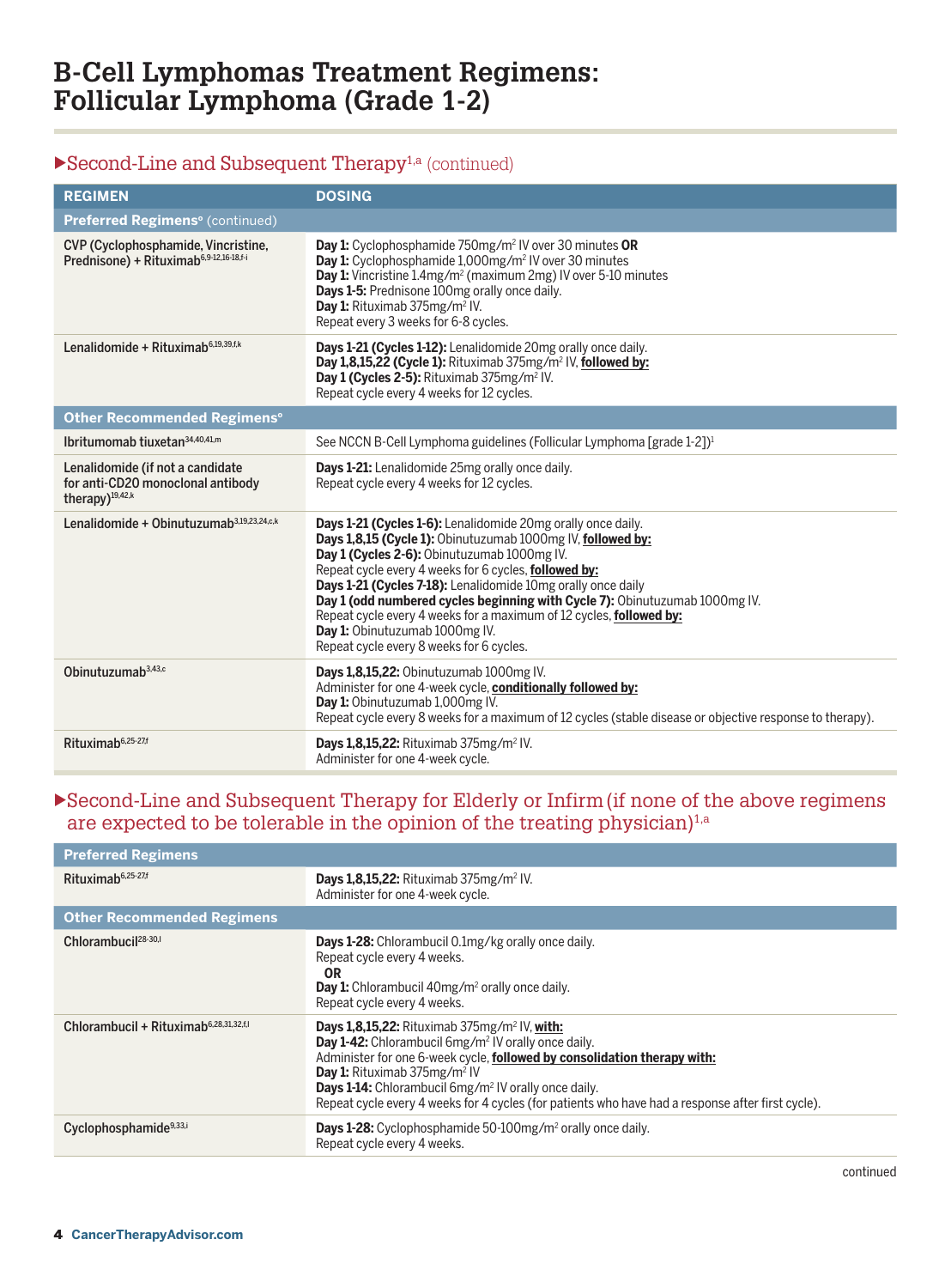# B-Cell Lymphomas Treatment Regimens: Follicular Lymphoma (Grade 1-2)

## ▶Second-Line and Subsequent Therapy[1,a] (continued)

| REGIMEN | DOSING |
|---|---|
| **Preferred Regimens[e] (continued)** | |
| CVP (Cyclophosphamide, Vincristine, Prednisone) + Rituximab[6,9-12,16-18,f-i] | **Day 1:** Cyclophosphamide 750mg/m² IV over 30 minutes **OR**<br>**Day 1:** Cyclophosphamide 1,000mg/m² IV over 30 minutes<br>**Day 1:** Vincristine 1.4mg/m² (maximum 2mg) IV over 5-10 minutes<br>**Days 1-5:** Prednisone 100mg orally once daily.<br>**Day 1:** Rituximab 375mg/m² IV.<br>Repeat every 3 weeks for 6-8 cycles. |
| Lenalidomide + Rituximab[6,19,39,f,k] | **Days 1-21 (Cycles 1-12):** Lenalidomide 20mg orally once daily.<br>**Day 1,8,15,22 (Cycle 1):** Rituximab 375mg/m² IV, **followed by:**<br>**Day 1 (Cycles 2-5):** Rituximab 375mg/m² IV.<br>Repeat cycle every 4 weeks for 12 cycles. |
| **Other Recommended Regimens[e]** | |
| Ibritumomab tiuxetan[34,40,41,m] | See NCCN B-Cell Lymphoma guidelines (Follicular Lymphoma [grade 1-2])[1] |
| Lenalidomide (if not a candidate for anti-CD20 monoclonal antibody therapy)[19,42,k] | **Days 1-21:** Lenalidomide 25mg orally once daily.<br>Repeat cycle every 4 weeks for 12 cycles. |
| Lenalidomide + Obinutuzumab[3,19,23,24,c,k] | **Days 1-21 (Cycles 1-6):** Lenalidomide 20mg orally once daily.<br>**Days 1,8,15 (Cycle 1):** Obinutuzumab 1000mg IV, **followed by:**<br>**Day 1 (Cycles 2-6):** Obinutuzumab 1000mg IV.<br>Repeat cycle every 4 weeks for 6 cycles, **followed by:**<br>**Days 1-21 (Cycles 7-18):** Lenalidomide 10mg orally once daily<br>**Day 1 (odd numbered cycles beginning with Cycle 7):** Obinutuzumab 1000mg IV.<br>Repeat cycle every 4 weeks for a maximum of 12 cycles, **followed by:**<br>**Day 1:** Obinutuzumab 1000mg IV.<br>Repeat cycle every 8 weeks for 6 cycles. |
| Obinutuzumab[3,43,c] | **Days 1,8,15,22:** Obinutuzumab 1000mg IV.<br>Administer for one 4-week cycle, **conditionally followed by:**<br>**Day 1:** Obinutuzumab 1,000mg IV.<br>Repeat cycle every 8 weeks for a maximum of 12 cycles (stable disease or objective response to therapy). |
| Rituximab[6,25-27,f] | **Days 1,8,15,22:** Rituximab 375mg/m² IV.<br>Administer for one 4-week cycle. |

## ▶Second-Line and Subsequent Therapy for Elderly or Infirm (if none of the above regimens are expected to be tolerable in the opinion of the treating physician)[1,a]

| REGIMEN | DOSING |
|---|---|
| **Preferred Regimens** | |
| Rituximab[6,25-27,f] | **Days 1,8,15,22:** Rituximab 375mg/m² IV.<br>Administer for one 4-week cycle. |
| **Other Recommended Regimens** | |
| Chlorambucil[28-30,l] | **Days 1-28:** Chlorambucil 0.1mg/kg orally once daily.<br>Repeat cycle every 4 weeks.<br>**OR**<br>**Day 1:** Chlorambucil 40mg/m² orally once daily.<br>Repeat cycle every 4 weeks. |
| Chlorambucil + Rituximab[6,28,31,32,f,l] | **Days 1,8,15,22:** Rituximab 375mg/m² IV, **with:**<br>**Day 1-42:** Chlorambucil 6mg/m² IV orally once daily.<br>Administer for one 6-week cycle, **followed by consolidation therapy with:**<br>**Day 1:** Rituximab 375mg/m² IV<br>**Days 1-14:** Chlorambucil 6mg/m² IV orally once daily.<br>Repeat cycle every 4 weeks for 4 cycles (for patients who have had a response after first cycle). |
| Cyclophosphamide[9,33,i] | **Days 1-28:** Cyclophosphamide 50-100mg/m² orally once daily.<br>Repeat cycle every 4 weeks. |

continued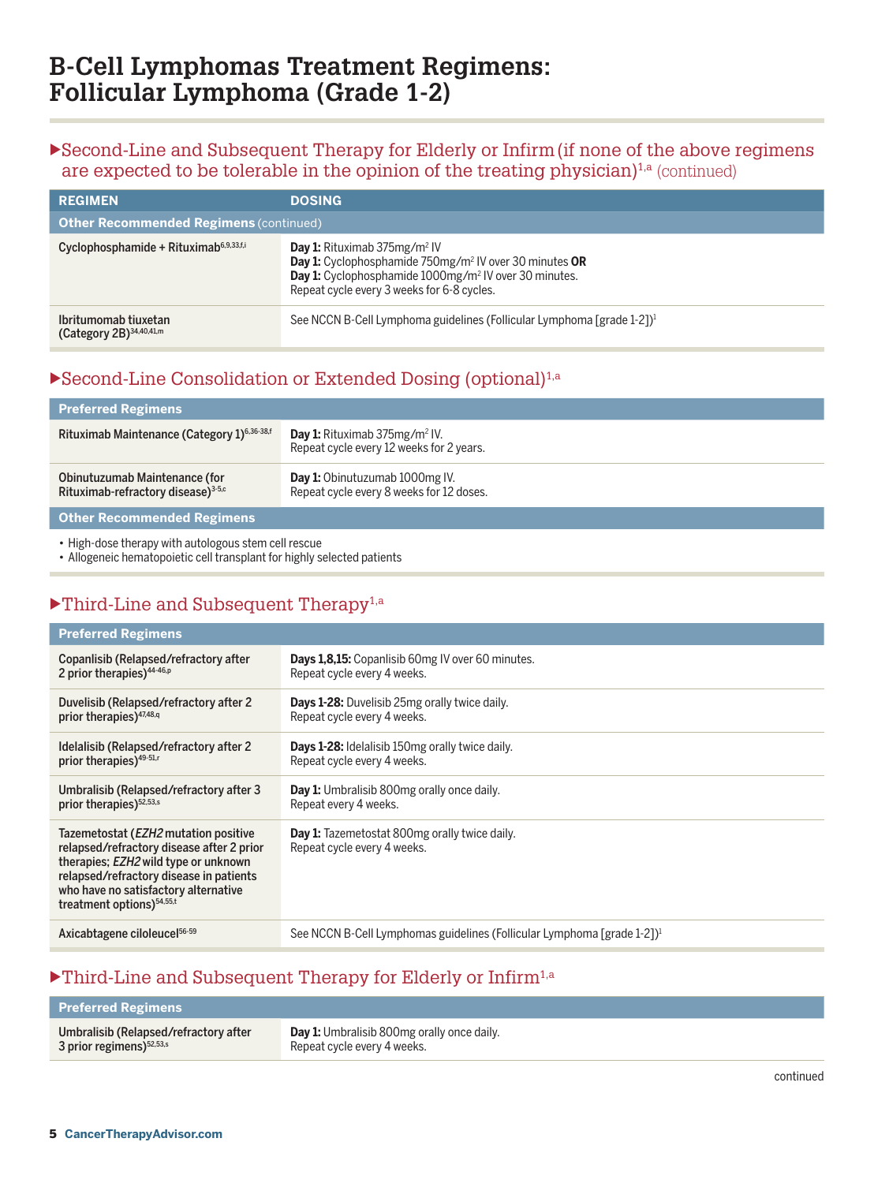# B-Cell Lymphomas Treatment Regimens: Follicular Lymphoma (Grade 1-2)

## ▶Second-Line and Subsequent Therapy for Elderly or Infirm (if none of the above regimens are expected to be tolerable in the opinion of the treating physician)[1,a] (continued)

| REGIMEN | DOSING |
|---|---|
| **Other Recommended Regimens** (continued) | |
| Cyclophosphamide + Rituximab[6,9,33,f,i] | **Day 1:** Rituximab 375mg/m$^2$ IV<br>**Day 1:** Cyclophosphamide 750mg/m$^2$ IV over 30 minutes **OR**<br>**Day 1:** Cyclophosphamide 1000mg/m$^2$ IV over 30 minutes.<br>Repeat cycle every 3 weeks for 6-8 cycles. |
| Ibritumomab tiuxetan (Category 2B)[34,40,41,m] | See NCCN B-Cell Lymphoma guidelines (Follicular Lymphoma [grade 1-2])[1] |

## ▶Second-Line Consolidation or Extended Dosing (optional)[1,a]

| Preferred Regimens | |
|---|---|
| Rituximab Maintenance (Category 1)[6,36-38,f] | **Day 1:** Rituximab 375mg/m$^2$ IV.<br>Repeat cycle every 12 weeks for 2 years. |
| Obinutuzumab Maintenance (for Rituximab-refractory disease)[3-5,c] | **Day 1:** Obinutuzumab 1000mg IV.<br>Repeat cycle every 8 weeks for 12 doses. |

**Other Recommended Regimens**

- High-dose therapy with autologous stem cell rescue
- Allogeneic hematopoietic cell transplant for highly selected patients

## ▶Third-Line and Subsequent Therapy[1,a]

| Preferred Regimens | |
|---|---|
| Copanlisib (Relapsed/refractory after 2 prior therapies)[44-46,p] | **Days 1,8,15:** Copanlisib 60mg IV over 60 minutes.<br>Repeat cycle every 4 weeks. |
| Duvelisib (Relapsed/refractory after 2 prior therapies)[47,48,q] | **Days 1-28:** Duvelisib 25mg orally twice daily.<br>Repeat cycle every 4 weeks. |
| Idelalisib (Relapsed/refractory after 2 prior therapies)[49-51,r] | **Days 1-28:** Idelalisib 150mg orally twice daily.<br>Repeat cycle every 4 weeks. |
| Umbralisib (Relapsed/refractory after 3 prior therapies)[52,53,s] | **Day 1:** Umbralisib 800mg orally once daily.<br>Repeat every 4 weeks. |
| Tazemetostat (*EZH2* mutation positive relapsed/refractory disease after 2 prior therapies; *EZH2* wild type or unknown relapsed/refractory disease in patients who have no satisfactory alternative treatment options)[54,55,t] | **Day 1:** Tazemetostat 800mg orally twice daily.<br>Repeat cycle every 4 weeks. |
| Axicabtagene ciloleucel[56-59] | See NCCN B-Cell Lymphomas guidelines (Follicular Lymphoma [grade 1-2])[1] |

## ▶Third-Line and Subsequent Therapy for Elderly or Infirm[1,a]

| Preferred Regimens | |
|---|---|
| Umbralisib (Relapsed/refractory after 3 prior regimens)[52,53,s] | **Day 1:** Umbralisib 800mg orally once daily.<br>Repeat cycle every 4 weeks. |

continued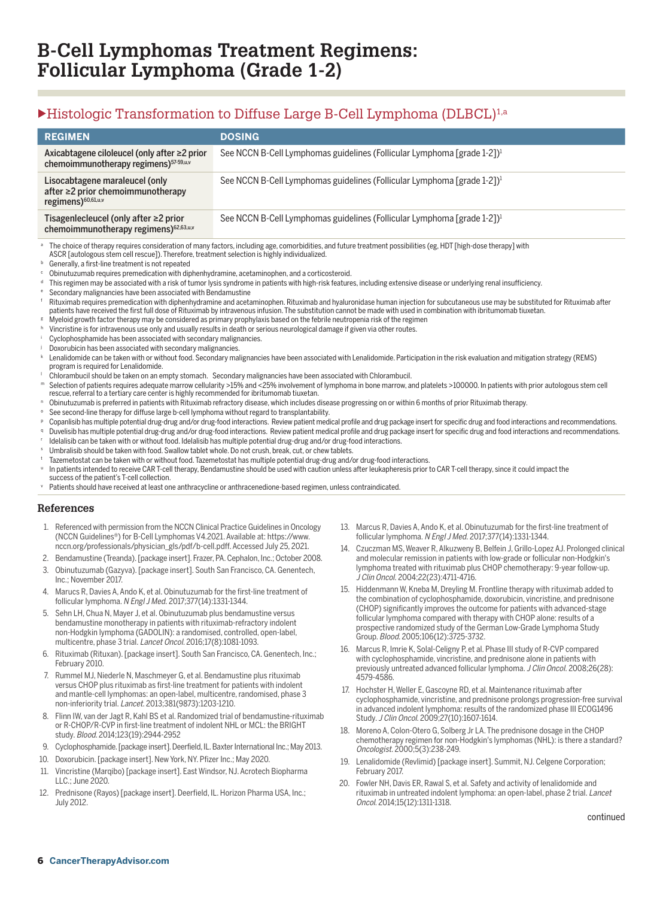# B-Cell Lymphomas Treatment Regimens: Follicular Lymphoma (Grade 1-2)

## ▶Histologic Transformation to Diffuse Large B-Cell Lymphoma (DLBCL)[1,a]

| REGIMEN | DOSING |
|---|---|
| **Axicabtagene ciloleucel (only after ≥2 prior chemoimmunotherapy regimens)[57-59,u,v]** | See NCCN B-Cell Lymphomas guidelines (Follicular Lymphoma [grade 1-2])[1] |
| **Lisocabtagene maraleucel (only after ≥2 prior chemoimmunotherapy regimens)[60,61,u,v]** | See NCCN B-Cell Lymphomas guidelines (Follicular Lymphoma [grade 1-2])[1] |
| **Tisagenlecleucel (only after ≥2 prior chemoimmunotherapy regimens)[62,63,u,v]** | See NCCN B-Cell Lymphomas guidelines (Follicular Lymphoma [grade 1-2])[1] |

[a] The choice of therapy requires consideration of many factors, including age, comorbidities, and future treatment possibilities (eg, HDT [high-dose therapy] with ASCR [autologous stem cell rescue]). Therefore, treatment selection is highly individualized.
[b] Generally, a first-line treatment is not repeated
[c] Obinutuzumab requires premedication with diphenhydramine, acetaminophen, and a corticosteroid.
[d] This regimen may be associated with a risk of tumor lysis syndrome in patients with high-risk features, including extensive disease or underlying renal insufficiency.
[e] Secondary malignancies have been associated with Bendamustine
[f] Rituximab requires premedication with diphenhydramine and acetaminophen. Rituximab and hyaluronidase human injection for subcutaneous use may be substituted for Rituximab after patients have received the first full dose of Rituximab by intravenous infusion. The substitution cannot be made with used in combination with ibritumomab tiuxetan.
[g] Myeloid growth factor therapy may be considered as primary prophylaxis based on the febrile neutropenia risk of the regimen
[h] Vincristine is for intravenous use only and usually results in death or serious neurological damage if given via other routes.
[i] Cyclophosphamide has been associated with secondary malignancies.
[j] Doxorubicin has been associated with secondary malignancies.
[k] Lenalidomide can be taken with or without food. Secondary malignancies have been associated with Lenalidomide. Participation in the risk evaluation and mitigation strategy (REMS) program is required for Lenalidomide.
[l] Chlorambucil should be taken on an empty stomach. Secondary malignancies have been associated with Chlorambucil.
[m] Selection of patients requires adequate marrow cellularity >15% and <25% involvement of lymphoma in bone marrow, and platelets >100000. In patients with prior autologous stem cell rescue, referral to a tertiary care center is highly recommended for ibritumomab tiuxetan.
[n] Obinutuzumab is preferred in patients with Rituximab refractory disease, which includes disease progressing on or within 6 months of prior Rituximab therapy.
[o] See second-line therapy for diffuse large b-cell lymphoma without regard to transplantability.
[p] Copanlisib has multiple potential drug-drug and/or drug-food interactions. Review patient medical profile and drug package insert for specific drug and food interactions and recommendations.
[q] Duvelisib has multiple potential drug-drug and/or drug-food interactions. Review patient medical profile and drug package insert for specific drug and food interactions and recommendations.
[r] Idelalisib can be taken with or without food. Idelalisib has multiple potential drug-drug and/or drug-food interactions.
[s] Umbralisib should be taken with food. Swallow tablet whole. Do not crush, break, cut, or chew tablets.
[t] Tazemetostat can be taken with or without food. Tazemetostat has multiple potential drug-drug and/or drug-food interactions.
[u] In patients intended to receive CAR T-cell therapy, Bendamustine should be used with caution unless after leukapheresis prior to CAR T-cell therapy, since it could impact the success of the patient's T-cell collection.
[v] Patients should have received at least one anthracycline or anthracenedione-based regimen, unless contraindicated.

### References

1. Referenced with permission from the NCCN Clinical Practice Guidelines in Oncology (NCCN Guidelines®) for B-Cell Lymphomas V4.2021. Available at: https://www.nccn.org/professionals/physician_gls/pdf/b-cell.pdff. Accessed July 25, 2021.
2. Bendamustine (Treanda). [package insert]. Frazer, PA. Cephalon, Inc.; October 2008.
3. Obinutuzumab (Gazyva). [package insert]. South San Francisco, CA. Genentech, Inc.; November 2017.
4. Marucs R, Davies A, Ando K, et al. Obinutuzumab for the first-line treatment of follicular lymphoma. *N Engl J Med.* 2017;377(14):1331-1344.
5. Sehn LH, Chua N, Mayer J, et al. Obinutuzumab plus bendamustine versus bendamustine monotherapy in patients with rituximab-refractory indolent non-Hodgkin lymphoma (GADOLIN): a randomised, controlled, open-label, multicentre, phase 3 trial. *Lancet Oncol.* 2016;17(8):1081-1093.
6. Rituximab (Rituxan). [package insert]. South San Francisco, CA. Genentech, Inc.; February 2010.
7. Rummel MJ, Niederle N, Maschmeyer G, et al. Bendamustine plus rituximab versus CHOP plus rituximab as first-line treatment for patients with indolent and mantle-cell lymphomas: an open-label, multicentre, randomised, phase 3 non-inferiority trial. *Lancet.* 2013;381(9873):1203-1210.
8. Flinn IW, van der Jagt R, Kahl BS et al. Randomized trial of bendamustine-rituximab or R-CHOP/R-CVP in first-line treatment of indolent NHL or MCL: the BRIGHT study. *Blood.* 2014;123(19):2944-2952
9. Cyclophosphamide. [package insert]. Deerfield, IL. Baxter International Inc.; May 2013.
10. Doxorubicin. [package insert]. New York, NY. Pfizer Inc.; May 2020.
11. Vincristine (Marqibo) [package insert]. East Windsor, NJ. Acrotech Biopharma LLC.; June 2020.
12. Prednisone (Rayos) [package insert]. Deerfield, IL. Horizon Pharma USA, Inc.; July 2012.
13. Marcus R, Davies A, Ando K, et al. Obinutuzumab for the first-line treatment of follicular lymphoma. *N Engl J Med.* 2017;377(14):1331-1344.
14. Czuczman MS, Weaver R, Alkuzweny B, Belfein J, Grillo-Lopez AJ. Prolonged clinical and molecular remission in patients with low-grade or follicular non-Hodgkin's lymphoma treated with rituximab plus CHOP chemotherapy: 9-year follow-up. *J Clin Oncol.* 2004;22(23):4711-4716.
15. Hiddenmann W, Kneba M, Dreyling M. Frontline therapy with rituximab added to the combination of cyclophosphamide, doxorubicin, vincristine, and prednisone (CHOP) significantly improves the outcome for patients with advanced-stage follicular lymphoma compared with therapy with CHOP alone: results of a prospective randomized study of the German Low-Grade Lymphoma Study Group. *Blood.* 2005;106(12):3725-3732.
16. Marcus R, Imrie K, Solal-Celigny P, et al. Phase III study of R-CVP compared with cyclophosphamide, vincristine, and prednisone alone in patients with previously untreated advanced follicular lymphoma. *J Clin Oncol.* 2008;26(28): 4579-4586.
17. Hochster H, Weller E, Gascoyne RD, et al. Maintenance rituximab after cyclophosphamide, vincristine, and prednisone prolongs progression-free survival in advanced indolent lymphoma: results of the randomized phase III ECOG1496 Study. *J Clin Oncol.* 2009;27(10):1607-1614.
18. Moreno A, Colon-Otero G, Solberg Jr LA. The prednisone dosage in the CHOP chemotherapy regimen for non-Hodgkin's lymphomas (NHL): is there a standard? *Oncologist.* 2000;5(3):238-249.
19. Lenalidomide (Revlimid) [package insert]. Summit, NJ. Celgene Corporation; February 2017.
20. Fowler NH, Davis ER, Rawal S, et al. Safety and activity of lenalidomide and rituximab in untreated indolent lymphoma: an open-label, phase 2 trial. *Lancet Oncol.* 2014;15(12):1311-1318.

continued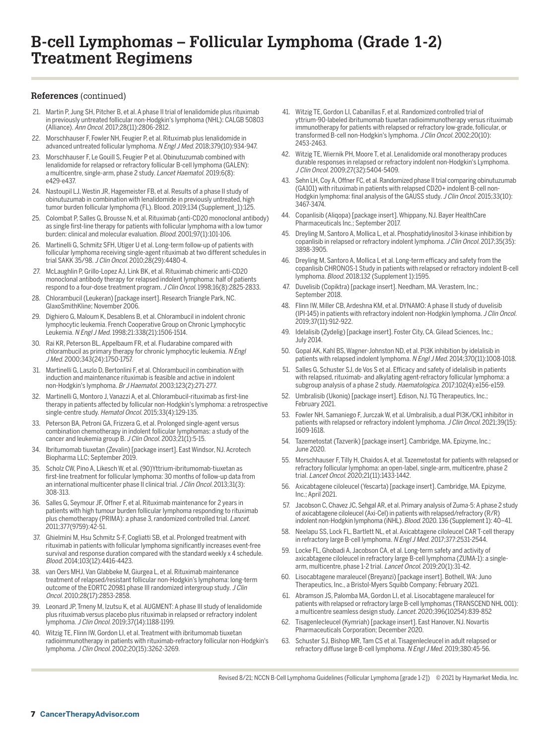# B-cell Lymphomas – Follicular Lymphoma (Grade 1-2) Treatment Regimens

## References (continued)

21. Martin P, Jung SH, Pitcher B, et al. A phase II trial of lenalidomide plus rituximab in previously untreated follicular non-Hodgkin's lymphoma (NHL): CALGB 50803 (Alliance). *Ann Oncol.* 2017;28(11):2806-2812.
22. Morschhauser F, Fowler NH, Feugier P, et al. Rituximab plus lenalidomide in advanced untreated follicular lymphoma. *N Engl J Med.* 2018;379(10):934-947.
23. Morschhauser F, Le Gouill S, Feugier P et al. Obinutuzumab combined with lenalidomide for relapsed or refractory follicular B-cell lymphoma (GALEN): a multicentre, single-arm, phase 2 study. *Lancet Haematol.* 2019;6(8): e429-e437.
24. Nastoupil LJ, Westin JR, Hagemeister FB, et al. Results of a phase II study of obinutuzumab in combination with lenalidomide in previously untreated, high tumor burden follicular lymphoma (FL). Blood. 2019;134 (Supplement_1):125.
25. Colombat P, Salles G, Brousse N, et al. Rituximab (anti-CD20 monoclonal antibody) as single first-line therapy for patients with follicular lymphoma with a low tumor burden: clinical and molecular evaluation. *Blood.* 2001;97(1):101-106.
26. Martinelli G, Schmitz SFH, Utiger U et al. Long-term follow-up of patients with follicular lymphoma receiving single-agent rituximab at two different schedules in trial SAKK 35/98. *J Clin Oncol.* 2010;28(29):4480-4.
27. McLaughlin P, Grillo-Lopez AJ, Link BK, et al. Rituximab chimeric anti-CD20 monoclonal antibody therapy for relapsed indolent lymphoma: half of patients respond to a four-dose treatment program. *J Clin Oncol.* 1998;16(8):2825-2833.
28. Chlorambucil (Leukeran) [package insert]. Research Triangle Park, NC. GlaxoSmithKline; November 2006.
29. Dighiero G, Maloum K, Desablens B, et al. Chlorambucil in indolent chronic lymphocytic leukemia. French Cooperative Group on Chronic Lymphocytic Leukemia. *N Engl J Med.* 1998;21:338(21):1506-1514.
30. Rai KR, Peterson BL, Appelbaum FR, et al. Fludarabine compared with chlorambucil as primary therapy for chronic lymphocytic leukemia. *N Engl J Med.* 2000;343(24):1750-1757.
31. Martinelli G, Laszlo D, Bertonlini F, et al. Chlorambucil in combination with induction and maintenance rituximab is feasible and active in indolent non-Hodgkin's lymphoma. *Br J Haematol.* 2003;123(2):271-277.
32. Martinelli G, Montoro J, Vanazzi A, et al. Chlorambucil-rituximab as first-line therapy in patients affected by follicular non-Hodgkin's lymphoma: a retrospective single-centre study. *Hematol Oncol.* 2015;33(4):129-135.
33. Peterson BA, Petroni GA, Frizzera G, et al. Prolonged single-agent versus combination chemotherapy in indolent follicular lymphomas: a study of the cancer and leukemia group B. *J Clin Oncol.* 2003;21(1):5-15.
34. Ibritumomab tiuxetan (Zevalin) [package insert]. East Windsor, NJ. Acrotech Biopharma LLC; September 2019.
35. Scholz CW, Pino A, Likesch W, et al. (90)Yttrium-ibritumomab-tiuxetan as first-line treatment for follicular lymphoma: 30 months of follow-up data from an international multicenter phase II clinical trial. *J Clin Oncol.* 2013;31(3): 308-313.
36. Salles G, Seymour JF, Offner F, et al. Rituximab maintenance for 2 years in patients with high tumour burden follicular lymphoma responding to rituximab plus chemotherapy (PRIMA): a phase 3, randomized controlled trial. *Lancet.* 2011;377(9759):42-51.
37. Ghielmini M, Hsu Schmitz S-F, Cogliatti SB, et al. Prolonged treatment with rituximab in patients with follicular lymphoma significantly increases event-free survival and response duration compared with the standard weekly x 4 schedule. *Blood.* 2014;103(12):4416-4423.
38. van Oers MHJ, Van Glabbeke M, Giurgea L, et al. Rituximab maintenance treatment of relapsed/resistant follicular non-Hodgkin's lymphoma: long-term outcome of the EORTC 20981 phase III randomized intergroup study. *J Clin Oncol.* 2010;28(17):2853-2858.
39. Leonard JP, Trneny M, Izutsu K, et al. AUGMENT: A phase III study of lenalidomide plus rituximab versus placebo plus rituximab in relapsed or refractory indolent lymphoma. *J Clin Oncol.* 2019;37(14):1188-1199.
40. Witzig TE, Flinn IW, Gordon LI, et al. Treatment with ibritumomab tiuxetan radioimmunotherapy in patients with rituximab-refractory follicular non-Hodgkin's lymphoma. *J Clin Oncol.* 2002;20(15):3262-3269.
41. Witzig TE, Gordon LI, Cabanillas F, et al. Randomized controlled trial of yttrium-90-labeled ibritumomab tiuxetan radioimmunotherapy versus rituximab immunotherapy for patients with relapsed or refractory low-grade, follicular, or transformed B-cell non-Hodgkin's lymphoma. *J Clin Oncol.* 2002;20(10): 2453-2463.
42. Witzig TE, Wiernik PH, Moore T, et al. Lenalidomide oral monotherapy produces durable responses in relapsed or refractory indolent non-Hodgkin's Lymphoma. *J Clin Oncol.* 2009;27(32):5404-5409.
43. Sehn LH, Coy A, Offner FC, et al. Randomized phase II trial comparing obinutuzumab (GA101) with rituximab in patients with relapsed CD20+ indolent B-cell non-Hodgkin lymphoma: final analysis of the GAUSS study. *J Clin Oncol.* 2015;33(10): 3467-3474.
44. Copanlisib (Aliqopa) [package insert]. Whippany, NJ. Bayer HealthCare Pharmaceuticals Inc.; September 2017.
45. Dreyling M, Santoro A, Mollica L, et al. Phosphatidylinositol 3-kinase inhibition by copanlisib in relapsed or refractory indolent lymphoma. *J Clin Oncol.* 2017;35(35): 3898-3905.
46. Dreyling M, Santoro A, Mollica L et al. Long-term efficacy and safety from the copanlisib CHRONOS-1 Study in patients with relapsed or refractory indolent B-cell lymphoma. *Blood.* 2018;132 (Supplement 1):1595.
47. Duvelisib (Copiktra) [package insert]. Needham, MA. Verastem, Inc.; September 2018.
48. Flinn IW, Miller CB, Ardeshna KM, et al. DYNAMO: A phase II study of duvelisib (IPI-145) in patients with refractory indolent non-Hodgkin lymphoma. *J Clin Oncol.* 2019;37(11):912-922.
49. Idelalisib (Zydelig) [package insert]. Foster City, CA. Gilead Sciences, Inc.; July 2014.
50. Gopal AK, Kahl BS, Wagner-Johnston ND, et al. PI3K inhibition by idelalisib in patients with relapsed indolent lymphoma. *N Engl J Med.* 2014;370(11):1008-1018.
51. Salles G, Schuster SJ, de Vos S et al. Efficacy and safety of idelalisib in patients with relapsed, rituximab- and alkylating agent-refractory follicular lymphoma: a subgroup analysis of a phase 2 study. *Haematologica.* 2017;102(4):e156-e159.
52. Umbralisib (Ukoniq) [package insert]. Edison, NJ. TG Therapeutics, Inc.; February 2021.
53. Fowler NH, Samaniego F, Jurczak W, et al. Umbralisib, a dual PI3K/CK1 inhibitor in patients with relapsed or refractory indolent lymphoma. *J Clin Oncol.* 2021;39(15): 1609-1618.
54. Tazemetostat (Tazverik) [package insert]. Cambridge, MA. Epizyme, Inc.; June 2020.
55. Morschhauser F, Tilly H, Chaidos A, et al. Tazemetostat for patients with relapsed or refractory follicular lymphoma: an open-label, single-arm, multicentre, phase 2 trial. *Lancet Oncol.* 2020;21(11):1433-1442.
56. Axicabtagene ciloleucel (Yescarta) [package insert]. Cambridge, MA. Epizyme, Inc.; April 2021.
57. Jacobson C, Chavez JC, Sehgal AR, et al. Primary analysis of Zuma-5: A phase 2 study of axicabtagene ciloleucel (Axi-Cel) in patients with relapsed/refractory (R/R) indolent non-Hodgkin lymphoma (iNHL). *Blood.* 2020. 136 (Supplement 1): 40–41.
58. Neelapu SS, Lock FL, Bartlett NL, et al. Axicabtagene ciloleucel CAR T-cell therapy in refractory large B-cell lymphoma. *N Engl J Med.* 2017;377:2531-2544.
59. Locke FL, Ghobadi A, Jacobson CA, et al. Long-term safety and activity of axicabtagene ciloleucel in refractory large B-cell lymphoma (ZUMA-1): a single-arm, multicentre, phase 1-2 trial. *Lancet Oncol.* 2019;20(1):31-42.
60. Lisocabtagene maraleucel (Breyanzi) [package insert]. Bothell, WA: Juno Therapeutics, Inc., a Bristol-Myers Squibb Company; February 2021.
61. Abramson JS, Palomba MA, Gordon LI, et al. Lisocabtagene maraleucel for patients with relapsed or refractory large B-cell lymphomas (TRANSCEND NHL 001): a multicentre seamless design study. *Lancet.* 2020;396(10254):839-852
62. Tisagenlecleucel (Kymriah) [package insert]. East Hanover, NJ. Novartis Pharmaceuticals Corporation; December 2020.
63. Schuster SJ, Bishop MR, Tam CS et al. Tisagenlecleucel in adult relapsed or refractory diffuse large B-cell lymphoma. *N Engl J Med.* 2019;380:45-56.

Revised 8/21; NCCN B-Cell Lymphoma Guidelines (Follicular Lymphoma [grade 1-2]) © 2021 by Haymarket Media, Inc.